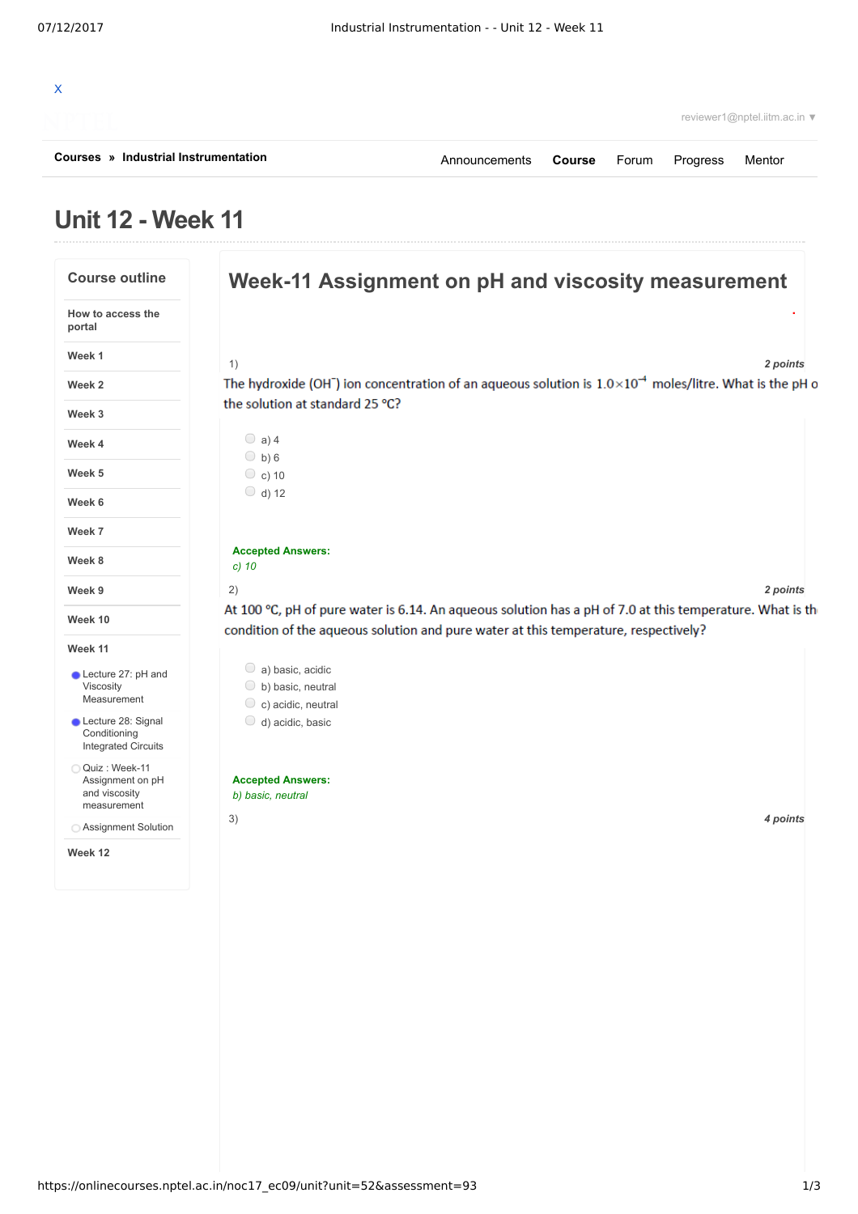X

reviewer1@nptel.iitm.ac.in ▼

**Courses** » **Industrial Instrumentation**

Announcements **Course** Forum Progress Mentor

# Unit 12 - Week 11

## Course outline

- How to access the portal
- Week 1
- Week 2
- Week 3
- Week 4
- Week 5
- Week 6
- Week 7
- Week 8
- Week 9
- Week 10
- Week 11
  - Lecture 27: pH and Viscosity Measurement
  - Lecture 28: Signal Conditioning Integrated Circuits
  - Quiz : Week-11 Assignment on pH and viscosity measurement
  - Assignment Solution
- Week 12

## Week-11 Assignment on pH and viscosity measurement

1) *2 points*

The hydroxide ($OH^-$) ion concentration of an aqueous solution is $1.0\times10^{-4}$ moles/litre. What is the pH of the solution at standard 25 °C?

- a) 4
- b) 6
- c) 10
- d) 12

**Accepted Answers:**
*c) 10*

2) *2 points*

At 100 °C, pH of pure water is 6.14. An aqueous solution has a pH of 7.0 at this temperature. What is the condition of the aqueous solution and pure water at this temperature, respectively?

- a) basic, acidic
- b) basic, neutral
- c) acidic, neutral
- d) acidic, basic

**Accepted Answers:**
*b) basic, neutral*

3) *4 points*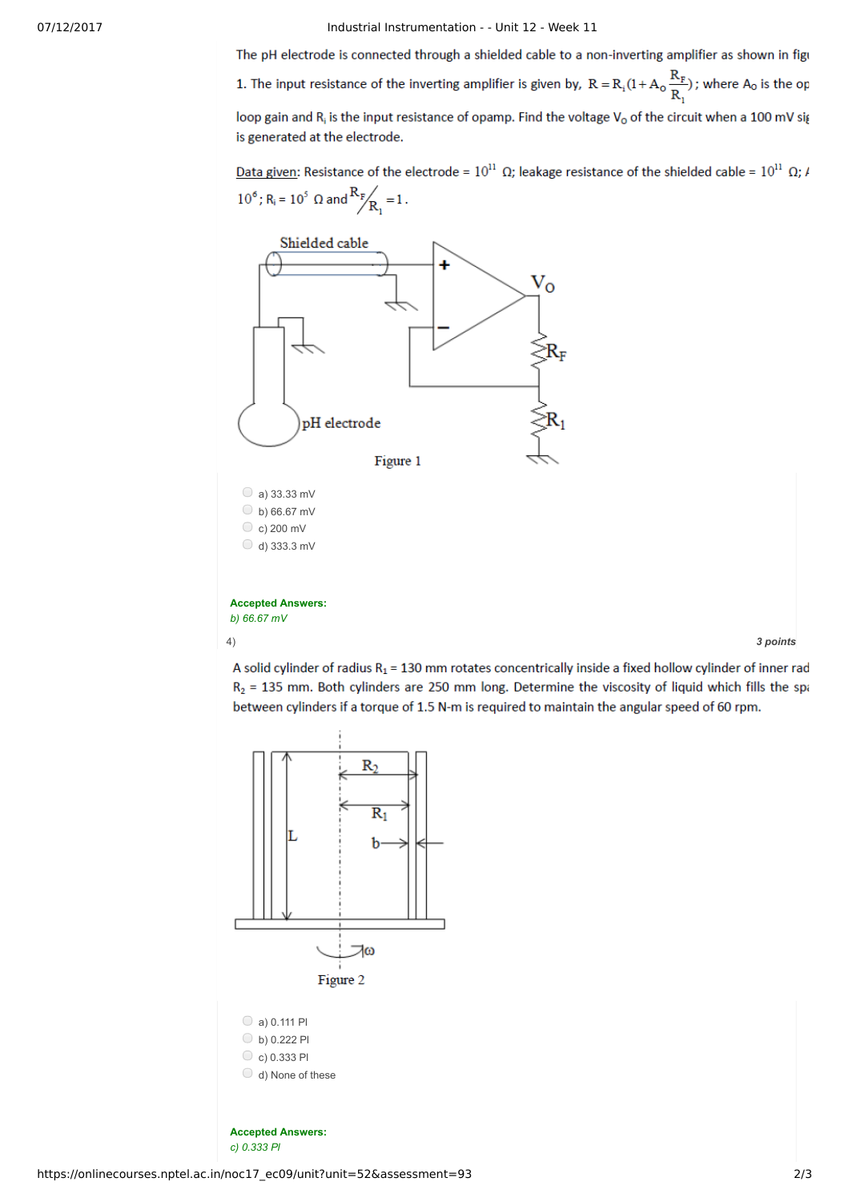The pH electrode is connected through a shielded cable to a non-inverting amplifier as shown in figu

1. The input resistance of the inverting amplifier is given by, $R = R_i(1 + A_O \frac{R_F}{R_1})$; where $A_O$ is the op loop gain and $R_i$ is the input resistance of opamp. Find the voltage $V_O$ of the circuit when a 100 mV sig is generated at the electrode.

Data given: Resistance of the electrode = $10^{11}$ Ω; leakage resistance of the shielded cable = $10^{11}$ Ω; A $10^6$; $R_i = 10^5$ Ω and $R_F/R_1 = 1$.

Figure 1

- a) 33.33 mV
- b) 66.67 mV
- c) 200 mV
- d) 333.3 mV

**Accepted Answers:**
*b) 66.67 mV*

4) **3 points**

A solid cylinder of radius $R_1$ = 130 mm rotates concentrically inside a fixed hollow cylinder of inner rad $R_2$ = 135 mm. Both cylinders are 250 mm long. Determine the viscosity of liquid which fills the spa between cylinders if a torque of 1.5 N-m is required to maintain the angular speed of 60 rpm.

Figure 2

- a) 0.111 PI
- b) 0.222 PI
- c) 0.333 PI
- d) None of these

**Accepted Answers:**
*c) 0.333 PI*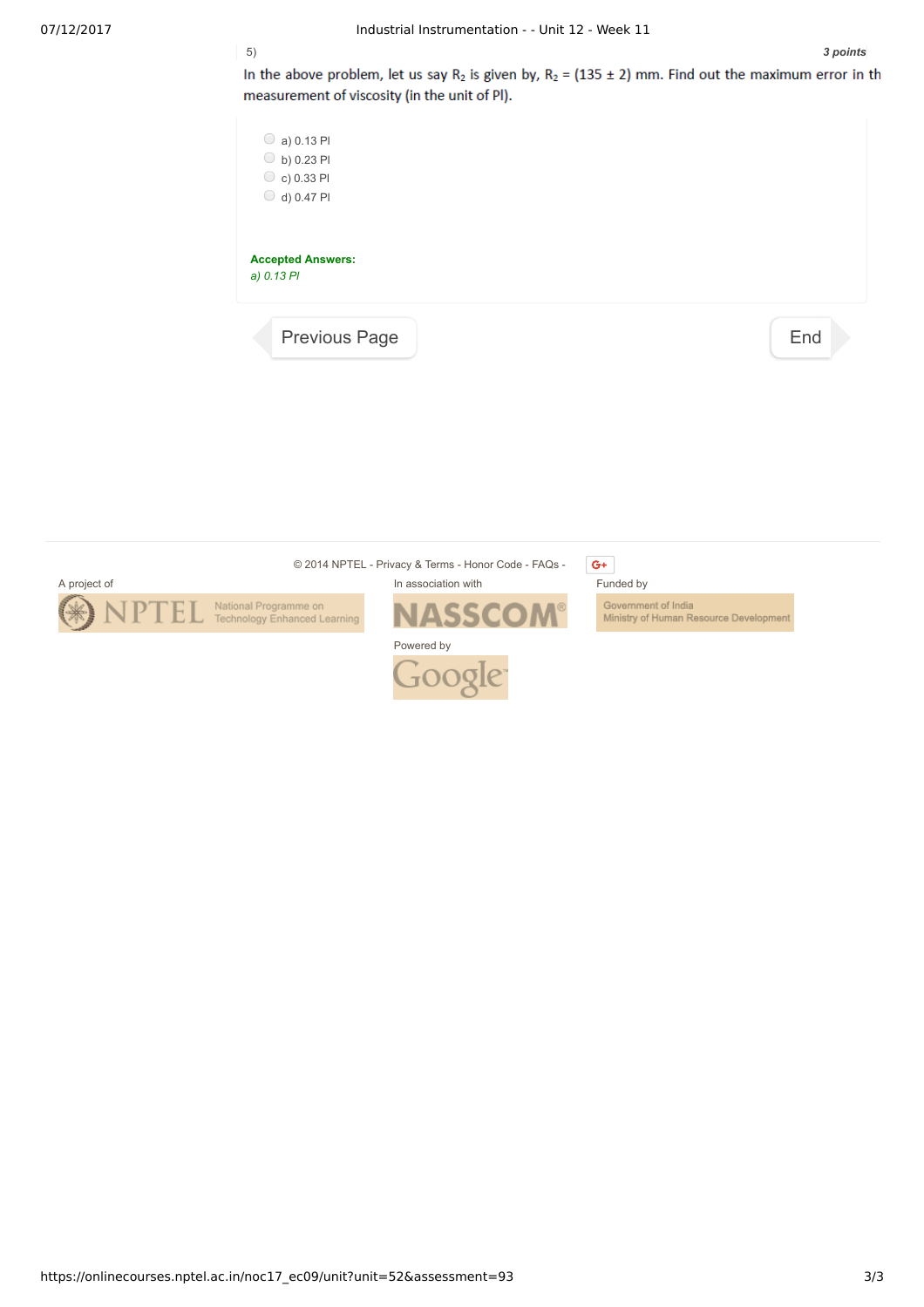5) **3 points**

In the above problem, let us say $R_2$ is given by, $R_2$ = (135 ± 2) mm. Find out the maximum error in th measurement of viscosity (in the unit of PI).

- a) 0.13 PI
- b) 0.23 PI
- c) 0.33 PI
- d) 0.47 PI

**Accepted Answers:**
*a) 0.13 PI*

Previous Page

End

© 2014 NPTEL - Privacy & Terms - Honor Code - FAQs -

A project of

NPTEL National Programme on Technology Enhanced Learning

In association with

NASSCOM

Funded by

Government of India Ministry of Human Resource Development

Powered by

Google